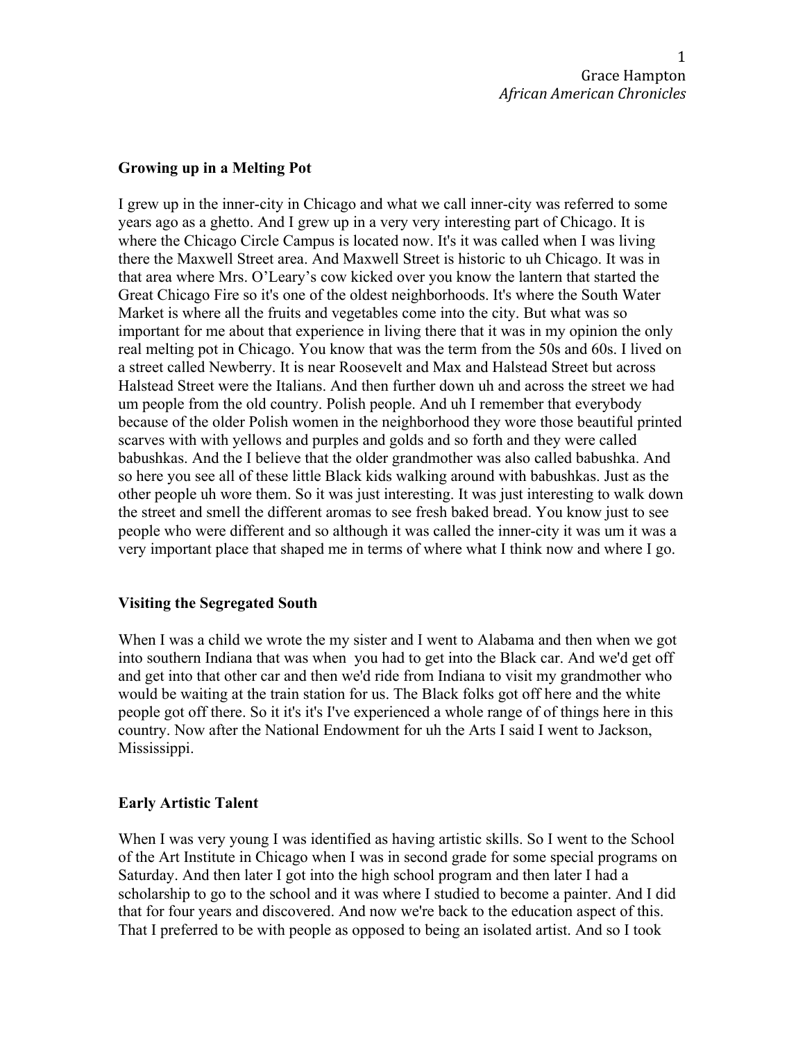## Growing up in a Melting Pot

I grew up in the inner-city in Chicago and what we call inner-city was referred to some years ago as a ghetto. And I grew up in a very very interesting part of Chicago. It is where the Chicago Circle Campus is located now. It's it was called when I was living there the Maxwell Street area. And Maxwell Street is historic to uh Chicago. It was in that area where Mrs. O'Leary's cow kicked over you know the lantern that started the Great Chicago Fire so it's one of the oldest neighborhoods. It's where the South Water Market is where all the fruits and vegetables come into the city. But what was so important for me about that experience in living there that it was in my opinion the only real melting pot in Chicago. You know that was the term from the 50s and 60s. I lived on a street called Newberry. It is near Roosevelt and Max and Halstead Street but across Halstead Street were the Italians. And then further down uh and across the street we had um people from the old country. Polish people. And uh I remember that everybody because of the older Polish women in the neighborhood they wore those beautiful printed scarves with with yellows and purples and golds and so forth and they were called babushkas. And the I believe that the older grandmother was also called babushka. And so here you see all of these little Black kids walking around with babushkas. Just as the other people uh wore them. So it was just interesting. It was just interesting to walk down the street and smell the different aromas to see fresh baked bread. You know just to see people who were different and so although it was called the inner-city it was um it was a very important place that shaped me in terms of where what I think now and where I go.

## Visiting the Segregated South

When I was a child we wrote the my sister and I went to Alabama and then when we got into southern Indiana that was when you had to get into the Black car. And we'd get off and get into that other car and then we'd ride from Indiana to visit my grandmother who would be waiting at the train station for us. The Black folks got off here and the white people got off there. So it it's it's I've experienced a whole range of of things here in this country. Now after the National Endowment for uh the Arts I said I went to Jackson, Mississippi.

## Early Artistic Talent

When I was very young I was identified as having artistic skills. So I went to the School of the Art Institute in Chicago when I was in second grade for some special programs on Saturday. And then later I got into the high school program and then later I had a scholarship to go to the school and it was where I studied to become a painter. And I did that for four years and discovered. And now we're back to the education aspect of this. That I preferred to be with people as opposed to being an isolated artist. And so I took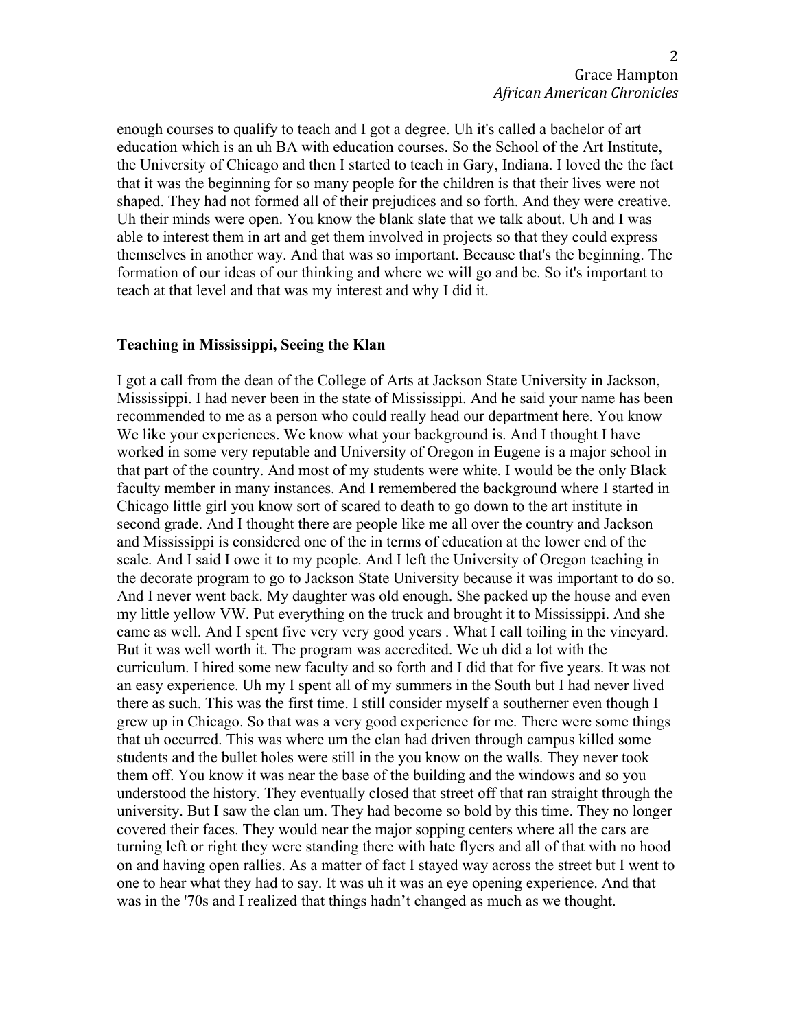enough courses to qualify to teach and I got a degree. Uh it's called a bachelor of art education which is an uh BA with education courses. So the School of the Art Institute, the University of Chicago and then I started to teach in Gary, Indiana. I loved the the fact that it was the beginning for so many people for the children is that their lives were not shaped. They had not formed all of their prejudices and so forth. And they were creative. Uh their minds were open. You know the blank slate that we talk about. Uh and I was able to interest them in art and get them involved in projects so that they could express themselves in another way. And that was so important. Because that's the beginning. The formation of our ideas of our thinking and where we will go and be. So it's important to teach at that level and that was my interest and why I did it.

### Teaching in Mississippi, Seeing the Klan

I got a call from the dean of the College of Arts at Jackson State University in Jackson, Mississippi. I had never been in the state of Mississippi. And he said your name has been recommended to me as a person who could really head our department here. You know We like your experiences. We know what your background is. And I thought I have worked in some very reputable and University of Oregon in Eugene is a major school in that part of the country. And most of my students were white. I would be the only Black faculty member in many instances. And I remembered the background where I started in Chicago little girl you know sort of scared to death to go down to the art institute in second grade. And I thought there are people like me all over the country and Jackson and Mississippi is considered one of the in terms of education at the lower end of the scale. And I said I owe it to my people. And I left the University of Oregon teaching in the decorate program to go to Jackson State University because it was important to do so. And I never went back. My daughter was old enough. She packed up the house and even my little yellow VW. Put everything on the truck and brought it to Mississippi. And she came as well. And I spent five very very good years . What I call toiling in the vineyard. But it was well worth it. The program was accredited. We uh did a lot with the curriculum. I hired some new faculty and so forth and I did that for five years. It was not an easy experience. Uh my I spent all of my summers in the South but I had never lived there as such. This was the first time. I still consider myself a southerner even though I grew up in Chicago. So that was a very good experience for me. There were some things that uh occurred. This was where um the clan had driven through campus killed some students and the bullet holes were still in the you know on the walls. They never took them off. You know it was near the base of the building and the windows and so you understood the history. They eventually closed that street off that ran straight through the university. But I saw the clan um. They had become so bold by this time. They no longer covered their faces. They would near the major sopping centers where all the cars are turning left or right they were standing there with hate flyers and all of that with no hood on and having open rallies. As a matter of fact I stayed way across the street but I went to one to hear what they had to say. It was uh it was an eye opening experience. And that was in the '70s and I realized that things hadn't changed as much as we thought.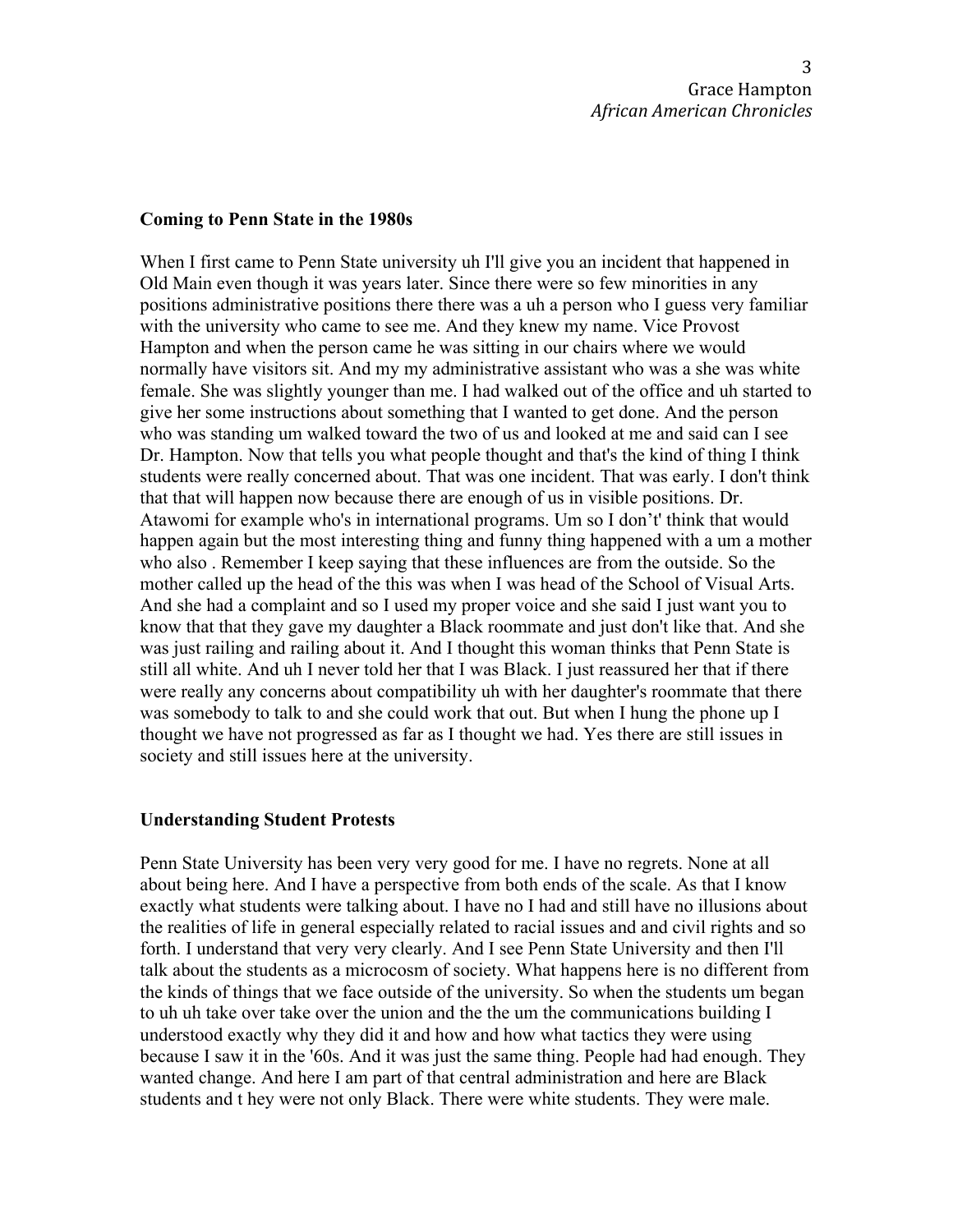### Coming to Penn State in the 1980s

When I first came to Penn State university uh I'll give you an incident that happened in Old Main even though it was years later. Since there were so few minorities in any positions administrative positions there there was a uh a person who I guess very familiar with the university who came to see me. And they knew my name. Vice Provost Hampton and when the person came he was sitting in our chairs where we would normally have visitors sit. And my my administrative assistant who was a she was white female. She was slightly younger than me. I had walked out of the office and uh started to give her some instructions about something that I wanted to get done. And the person who was standing um walked toward the two of us and looked at me and said can I see Dr. Hampton. Now that tells you what people thought and that's the kind of thing I think students were really concerned about. That was one incident. That was early. I don't think that that will happen now because there are enough of us in visible positions. Dr. Atawomi for example who's in international programs. Um so I don't' think that would happen again but the most interesting thing and funny thing happened with a um a mother who also . Remember I keep saying that these influences are from the outside. So the mother called up the head of the this was when I was head of the School of Visual Arts. And she had a complaint and so I used my proper voice and she said I just want you to know that that they gave my daughter a Black roommate and just don't like that. And she was just railing and railing about it. And I thought this woman thinks that Penn State is still all white. And uh I never told her that I was Black. I just reassured her that if there were really any concerns about compatibility uh with her daughter's roommate that there was somebody to talk to and she could work that out. But when I hung the phone up I thought we have not progressed as far as I thought we had. Yes there are still issues in society and still issues here at the university.

### Understanding Student Protests

Penn State University has been very very good for me. I have no regrets. None at all about being here. And I have a perspective from both ends of the scale. As that I know exactly what students were talking about. I have no I had and still have no illusions about the realities of life in general especially related to racial issues and and civil rights and so forth. I understand that very very clearly. And I see Penn State University and then I'll talk about the students as a microcosm of society. What happens here is no different from the kinds of things that we face outside of the university. So when the students um began to uh uh take over take over the union and the the um the communications building I understood exactly why they did it and how and how what tactics they were using because I saw it in the '60s. And it was just the same thing. People had had enough. They wanted change. And here I am part of that central administration and here are Black students and t hey were not only Black. There were white students. They were male.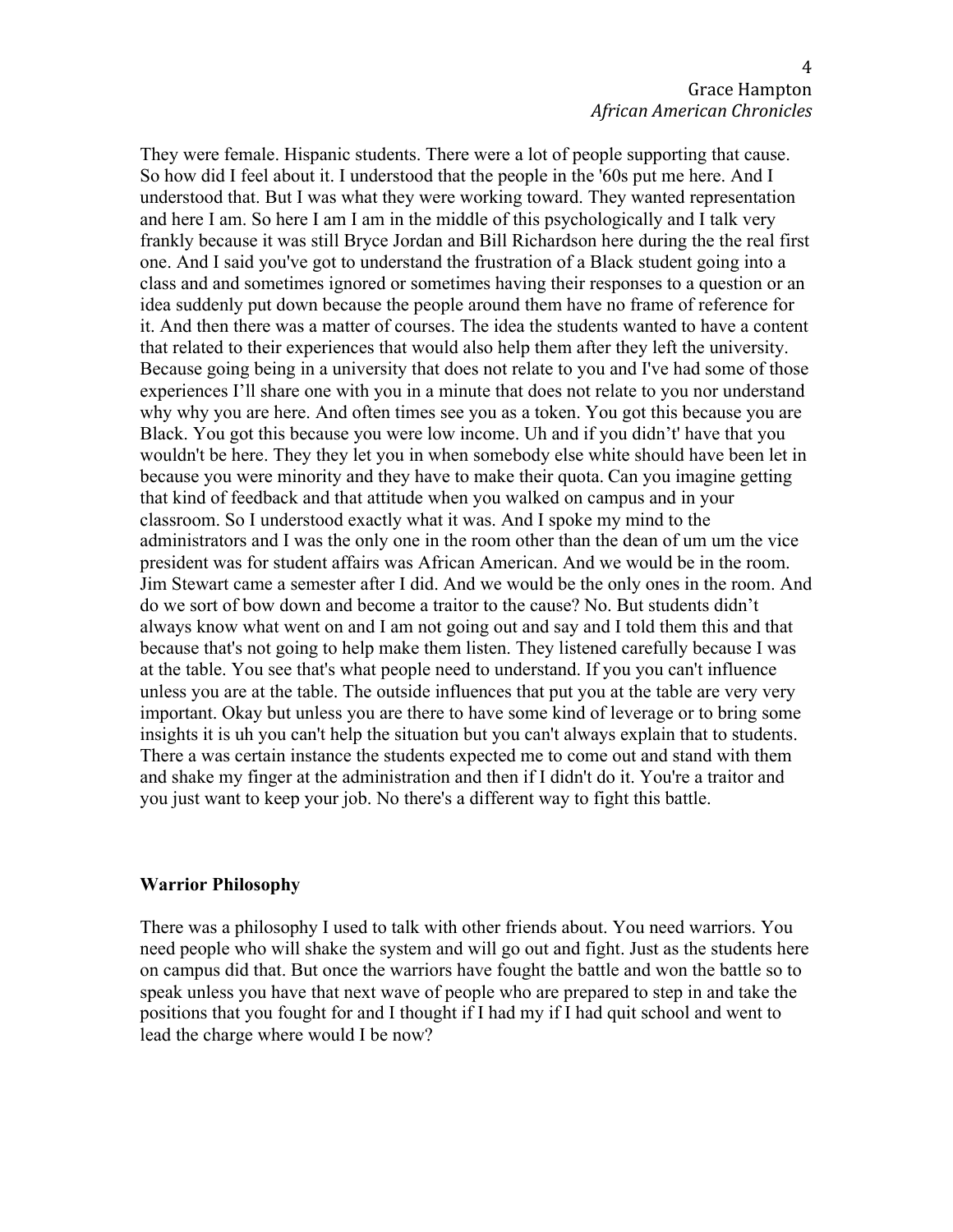They were female. Hispanic students. There were a lot of people supporting that cause. So how did I feel about it. I understood that the people in the '60s put me here. And I understood that. But I was what they were working toward. They wanted representation and here I am. So here I am I am in the middle of this psychologically and I talk very frankly because it was still Bryce Jordan and Bill Richardson here during the the real first one. And I said you've got to understand the frustration of a Black student going into a class and and sometimes ignored or sometimes having their responses to a question or an idea suddenly put down because the people around them have no frame of reference for it. And then there was a matter of courses. The idea the students wanted to have a content that related to their experiences that would also help them after they left the university. Because going being in a university that does not relate to you and I've had some of those experiences I'll share one with you in a minute that does not relate to you nor understand why why you are here. And often times see you as a token. You got this because you are Black. You got this because you were low income. Uh and if you didn't' have that you wouldn't be here. They they let you in when somebody else white should have been let in because you were minority and they have to make their quota. Can you imagine getting that kind of feedback and that attitude when you walked on campus and in your classroom. So I understood exactly what it was. And I spoke my mind to the administrators and I was the only one in the room other than the dean of um um the vice president was for student affairs was African American. And we would be in the room. Jim Stewart came a semester after I did. And we would be the only ones in the room. And do we sort of bow down and become a traitor to the cause? No. But students didn't always know what went on and I am not going out and say and I told them this and that because that's not going to help make them listen. They listened carefully because I was at the table. You see that's what people need to understand. If you you can't influence unless you are at the table. The outside influences that put you at the table are very very important. Okay but unless you are there to have some kind of leverage or to bring some insights it is uh you can't help the situation but you can't always explain that to students. There a was certain instance the students expected me to come out and stand with them and shake my finger at the administration and then if I didn't do it. You're a traitor and you just want to keep your job. No there's a different way to fight this battle.

**Warrior Philosophy**

There was a philosophy I used to talk with other friends about. You need warriors. You need people who will shake the system and will go out and fight. Just as the students here on campus did that. But once the warriors have fought the battle and won the battle so to speak unless you have that next wave of people who are prepared to step in and take the positions that you fought for and I thought if I had my if I had quit school and went to lead the charge where would I be now?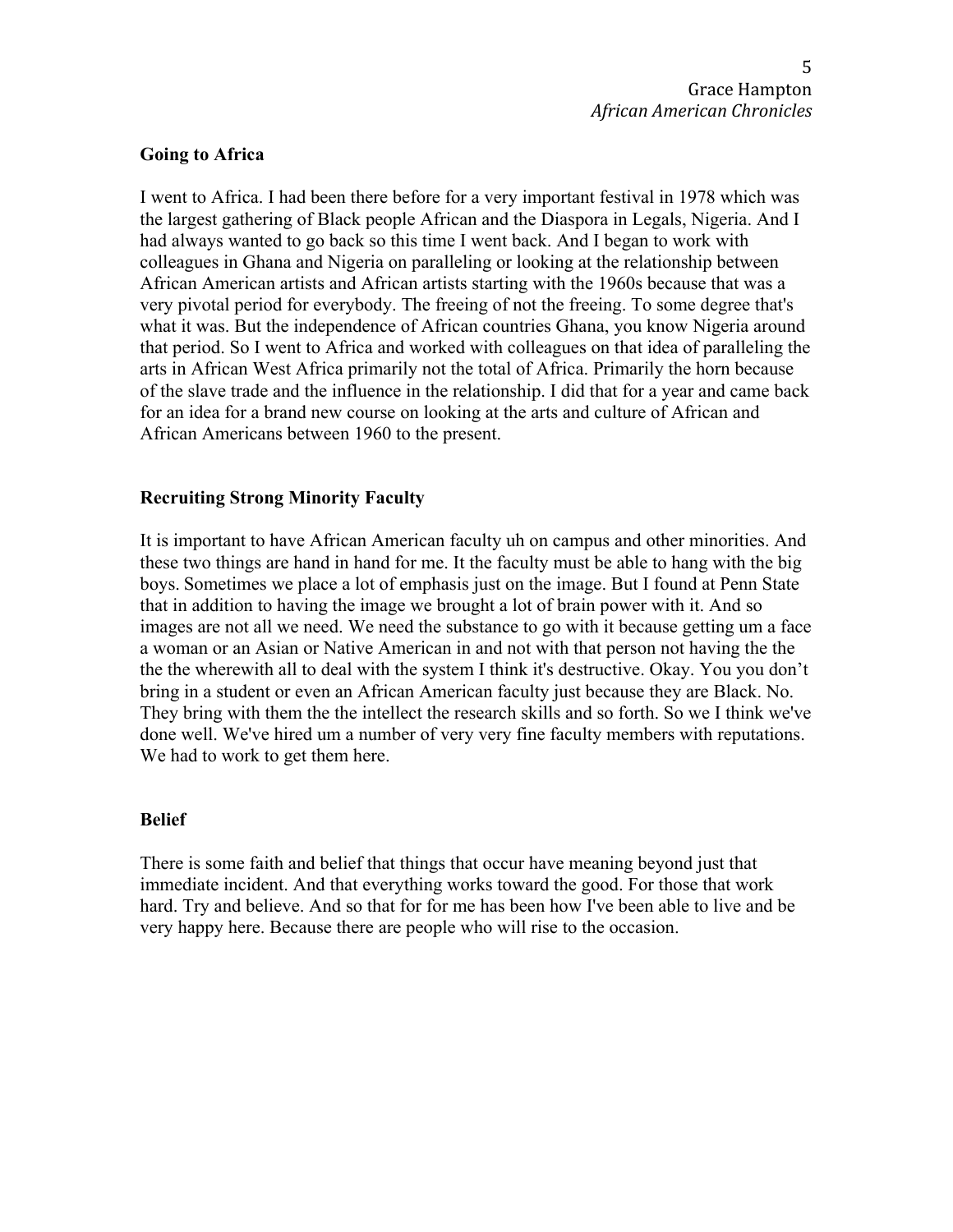**Going to Africa**

I went to Africa. I had been there before for a very important festival in 1978 which was the largest gathering of Black people African and the Diaspora in Legals, Nigeria. And I had always wanted to go back so this time I went back. And I began to work with colleagues in Ghana and Nigeria on paralleling or looking at the relationship between African American artists and African artists starting with the 1960s because that was a very pivotal period for everybody. The freeing of not the freeing. To some degree that's what it was. But the independence of African countries Ghana, you know Nigeria around that period. So I went to Africa and worked with colleagues on that idea of paralleling the arts in African West Africa primarily not the total of Africa. Primarily the horn because of the slave trade and the influence in the relationship. I did that for a year and came back for an idea for a brand new course on looking at the arts and culture of African and African Americans between 1960 to the present.

**Recruiting Strong Minority Faculty**

It is important to have African American faculty uh on campus and other minorities. And these two things are hand in hand for me. It the faculty must be able to hang with the big boys. Sometimes we place a lot of emphasis just on the image. But I found at Penn State that in addition to having the image we brought a lot of brain power with it. And so images are not all we need. We need the substance to go with it because getting um a face a woman or an Asian or Native American in and not with that person not having the the the the wherewith all to deal with the system I think it's destructive. Okay. You you don't bring in a student or even an African American faculty just because they are Black. No. They bring with them the the intellect the research skills and so forth. So we I think we've done well. We've hired um a number of very very fine faculty members with reputations. We had to work to get them here.

**Belief**

There is some faith and belief that things that occur have meaning beyond just that immediate incident. And that everything works toward the good. For those that work hard. Try and believe. And so that for for me has been how I've been able to live and be very happy here. Because there are people who will rise to the occasion.